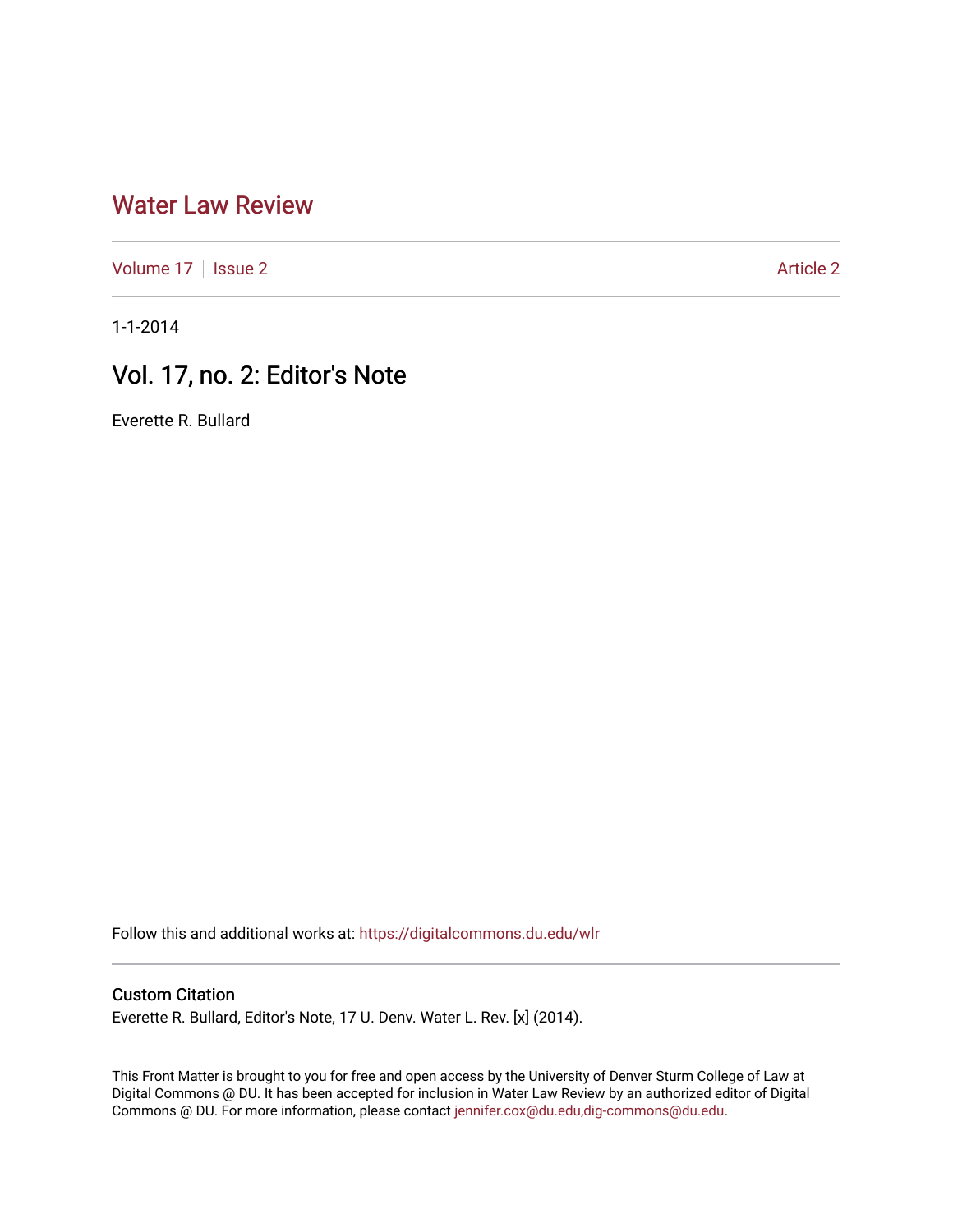# Water Law Review

Volume 17 | Issue 2 | Article 2

1-1-2014

## Vol. 17, no. 2: Editor's Note

Everette R. Bullard

Follow this and additional works at: https://digitalcommons.du.edu/wlr

### Custom Citation

Everette R. Bullard, Editor's Note, 17 U. Denv. Water L. Rev. [x] (2014).

This Front Matter is brought to you for free and open access by the University of Denver Sturm College of Law at Digital Commons @ DU. It has been accepted for inclusion in Water Law Review by an authorized editor of Digital Commons @ DU. For more information, please contact jennifer.cox@du.edu,dig-commons@du.edu.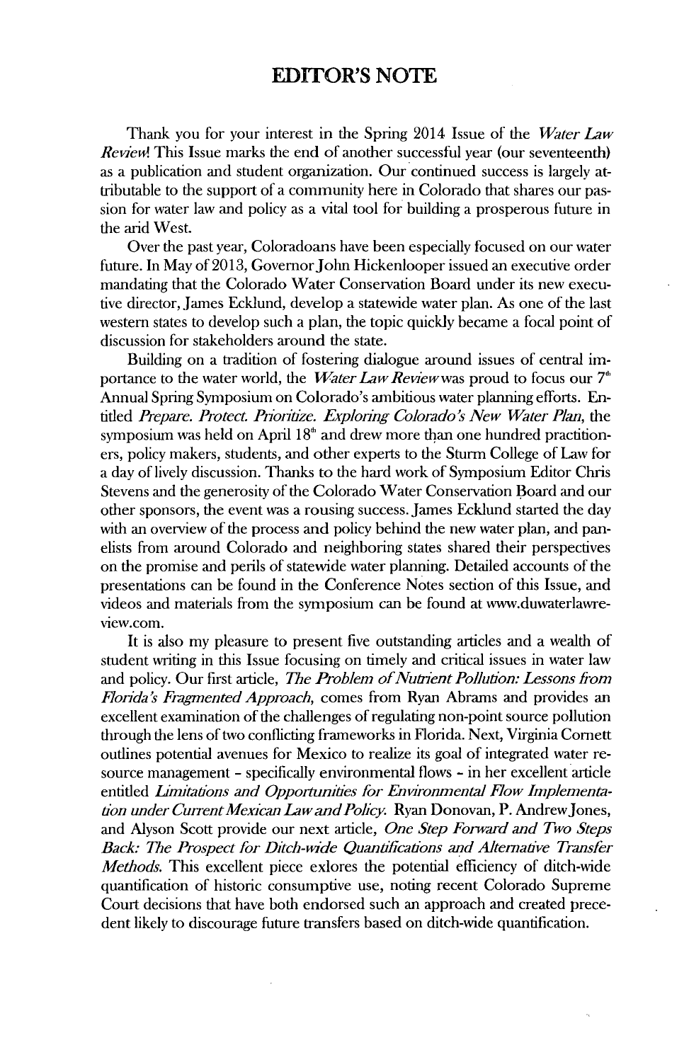# EDITOR'S NOTE

Thank you for your interest in the Spring 2014 Issue of the *Water Law Review*! This Issue marks the end of another successful year (our seventeenth) as a publication and student organization. Our continued success is largely attributable to the support of a community here in Colorado that shares our passion for water law and policy as a vital tool for building a prosperous future in the arid West.

Over the past year, Coloradoans have been especially focused on our water future. In May of 2013, Governor John Hickenlooper issued an executive order mandating that the Colorado Water Conservation Board under its new executive director, James Ecklund, develop a statewide water plan. As one of the last western states to develop such a plan, the topic quickly became a focal point of discussion for stakeholders around the state.

Building on a tradition of fostering dialogue around issues of central importance to the water world, the *Water Law Review* was proud to focus our 7th Annual Spring Symposium on Colorado's ambitious water planning efforts. Entitled *Prepare. Protect. Prioritize. Exploring Colorado's New Water Plan*, the symposium was held on April 18th and drew more than one hundred practitioners, policy makers, students, and other experts to the Sturm College of Law for a day of lively discussion. Thanks to the hard work of Symposium Editor Chris Stevens and the generosity of the Colorado Water Conservation Board and our other sponsors, the event was a rousing success. James Ecklund started the day with an overview of the process and policy behind the new water plan, and panelists from around Colorado and neighboring states shared their perspectives on the promise and perils of statewide water planning. Detailed accounts of the presentations can be found in the Conference Notes section of this Issue, and videos and materials from the symposium can be found at www.duwaterlawreview.com.

It is also my pleasure to present five outstanding articles and a wealth of student writing in this Issue focusing on timely and critical issues in water law and policy. Our first article, *The Problem of Nutrient Pollution: Lessons from Florida's Fragmented Approach*, comes from Ryan Abrams and provides an excellent examination of the challenges of regulating non-point source pollution through the lens of two conflicting frameworks in Florida. Next, Virginia Cornett outlines potential avenues for Mexico to realize its goal of integrated water resource management - specifically environmental flows - in her excellent article entitled *Limitations and Opportunities for Environmental Flow Implementation under Current Mexican Law and Policy*. Ryan Donovan, P. Andrew Jones, and Alyson Scott provide our next article, *One Step Forward and Two Steps Back: The Prospect for Ditch-wide Quantifications and Alternative Transfer Methods*. This excellent piece exlores the potential efficiency of ditch-wide quantification of historic consumptive use, noting recent Colorado Supreme Court decisions that have both endorsed such an approach and created precedent likely to discourage future transfers based on ditch-wide quantification.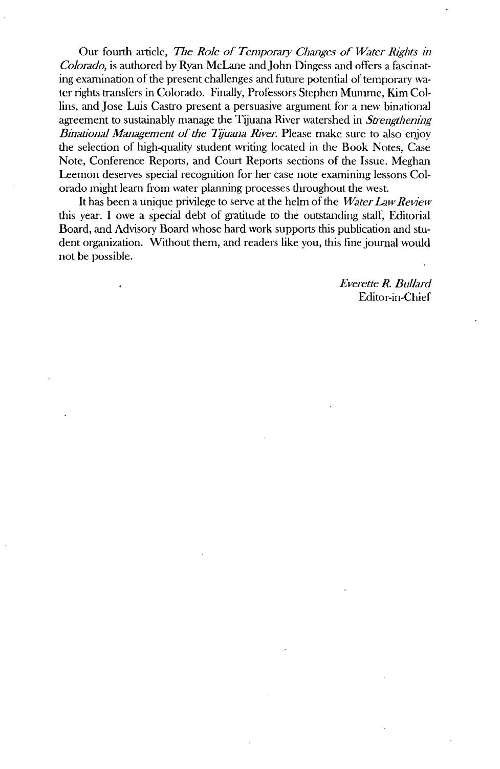Our fourth article, *The Role of Temporary Changes of Water Rights in Colorado*, is authored by Ryan McLane and John Dingess and offers a fascinating examination of the present challenges and future potential of temporary water rights transfers in Colorado. Finally, Professors Stephen Mumme, Kim Collins, and Jose Luis Castro present a persuasive argument for a new binational agreement to sustainably manage the Tijuana River watershed in *Strengthening Binational Management of the Tijuana River*. Please make sure to also enjoy the selection of high-quality student writing located in the Book Notes, Case Note, Conference Reports, and Court Reports sections of the Issue. Meghan Leemon deserves special recognition for her case note examining lessons Colorado might learn from water planning processes throughout the west.

It has been a unique privilege to serve at the helm of the *Water Law Review* this year. I owe a special debt of gratitude to the outstanding staff, Editorial Board, and Advisory Board whose hard work supports this publication and student organization. Without them, and readers like you, this fine journal would not be possible.

*Everette R. Bullard*
Editor-in-Chief